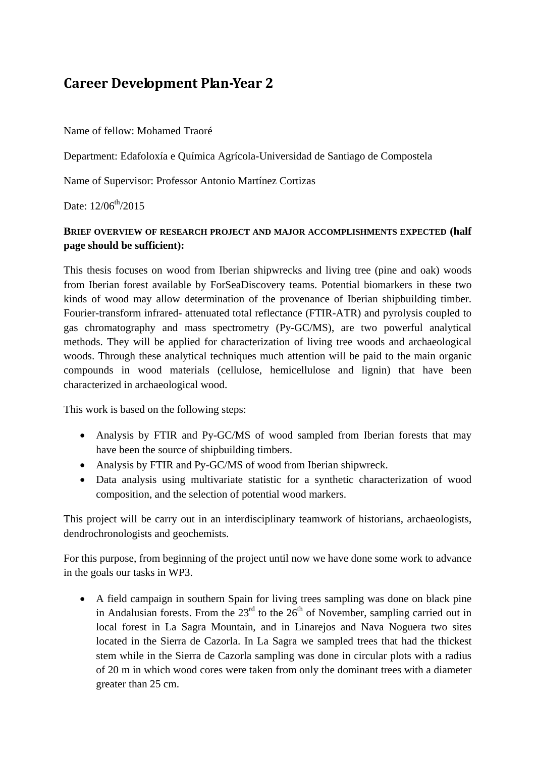# Career Development Plan-Year 2

Name of fellow: Mohamed Traoré

Department: Edafoloxía e Química Agrícola-Universidad de Santiago de Compostela

Name of Supervisor: Professor Antonio Martínez Cortizas

Date: 12/06th/2015

**BRIEF OVERVIEW OF RESEARCH PROJECT AND MAJOR ACCOMPLISHMENTS EXPECTED (half page should be sufficient):**

This thesis focuses on wood from Iberian shipwrecks and living tree (pine and oak) woods from Iberian forest available by ForSeaDiscovery teams. Potential biomarkers in these two kinds of wood may allow determination of the provenance of Iberian shipbuilding timber. Fourier-transform infrared- attenuated total reflectance (FTIR-ATR) and pyrolysis coupled to gas chromatography and mass spectrometry (Py-GC/MS), are two powerful analytical methods. They will be applied for characterization of living tree woods and archaeological woods. Through these analytical techniques much attention will be paid to the main organic compounds in wood materials (cellulose, hemicellulose and lignin) that have been characterized in archaeological wood.

This work is based on the following steps:

- Analysis by FTIR and Py-GC/MS of wood sampled from Iberian forests that may have been the source of shipbuilding timbers.
- Analysis by FTIR and Py-GC/MS of wood from Iberian shipwreck.
- Data analysis using multivariate statistic for a synthetic characterization of wood composition, and the selection of potential wood markers.

This project will be carry out in an interdisciplinary teamwork of historians, archaeologists, dendrochronologists and geochemists.

For this purpose, from beginning of the project until now we have done some work to advance in the goals our tasks in WP3.

- A field campaign in southern Spain for living trees sampling was done on black pine in Andalusian forests. From the 23rd to the 26th of November, sampling carried out in local forest in La Sagra Mountain, and in Linarejos and Nava Noguera two sites located in the Sierra de Cazorla. In La Sagra we sampled trees that had the thickest stem while in the Sierra de Cazorla sampling was done in circular plots with a radius of 20 m in which wood cores were taken from only the dominant trees with a diameter greater than 25 cm.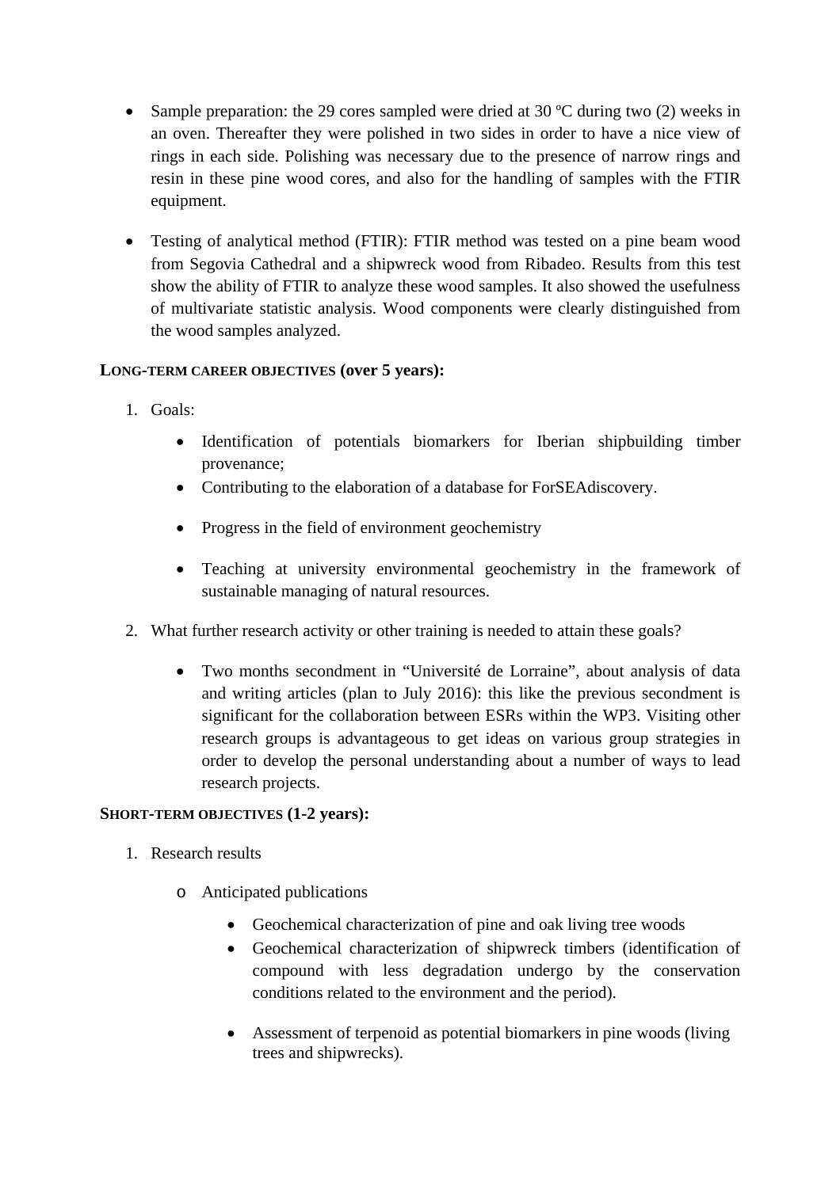- Sample preparation: the 29 cores sampled were dried at 30 ºC during two (2) weeks in an oven. Thereafter they were polished in two sides in order to have a nice view of rings in each side. Polishing was necessary due to the presence of narrow rings and resin in these pine wood cores, and also for the handling of samples with the FTIR equipment.

- Testing of analytical method (FTIR): FTIR method was tested on a pine beam wood from Segovia Cathedral and a shipwreck wood from Ribadeo. Results from this test show the ability of FTIR to analyze these wood samples. It also showed the usefulness of multivariate statistic analysis. Wood components were clearly distinguished from the wood samples analyzed.

**LONG-TERM CAREER OBJECTIVES (over 5 years):**

1. Goals:
    - Identification of potentials biomarkers for Iberian shipbuilding timber provenance;
    - Contributing to the elaboration of a database for ForSEAdiscovery.
    - Progress in the field of environment geochemistry
    - Teaching at university environmental geochemistry in the framework of sustainable managing of natural resources.

2. What further research activity or other training is needed to attain these goals?
    - Two months secondment in "Université de Lorraine", about analysis of data and writing articles (plan to July 2016): this like the previous secondment is significant for the collaboration between ESRs within the WP3. Visiting other research groups is advantageous to get ideas on various group strategies in order to develop the personal understanding about a number of ways to lead research projects.

**SHORT-TERM OBJECTIVES (1-2 years):**

1. Research results
    - Anticipated publications
        - Geochemical characterization of pine and oak living tree woods
        - Geochemical characterization of shipwreck timbers (identification of compound with less degradation undergo by the conservation conditions related to the environment and the period).
        - Assessment of terpenoid as potential biomarkers in pine woods (living trees and shipwrecks).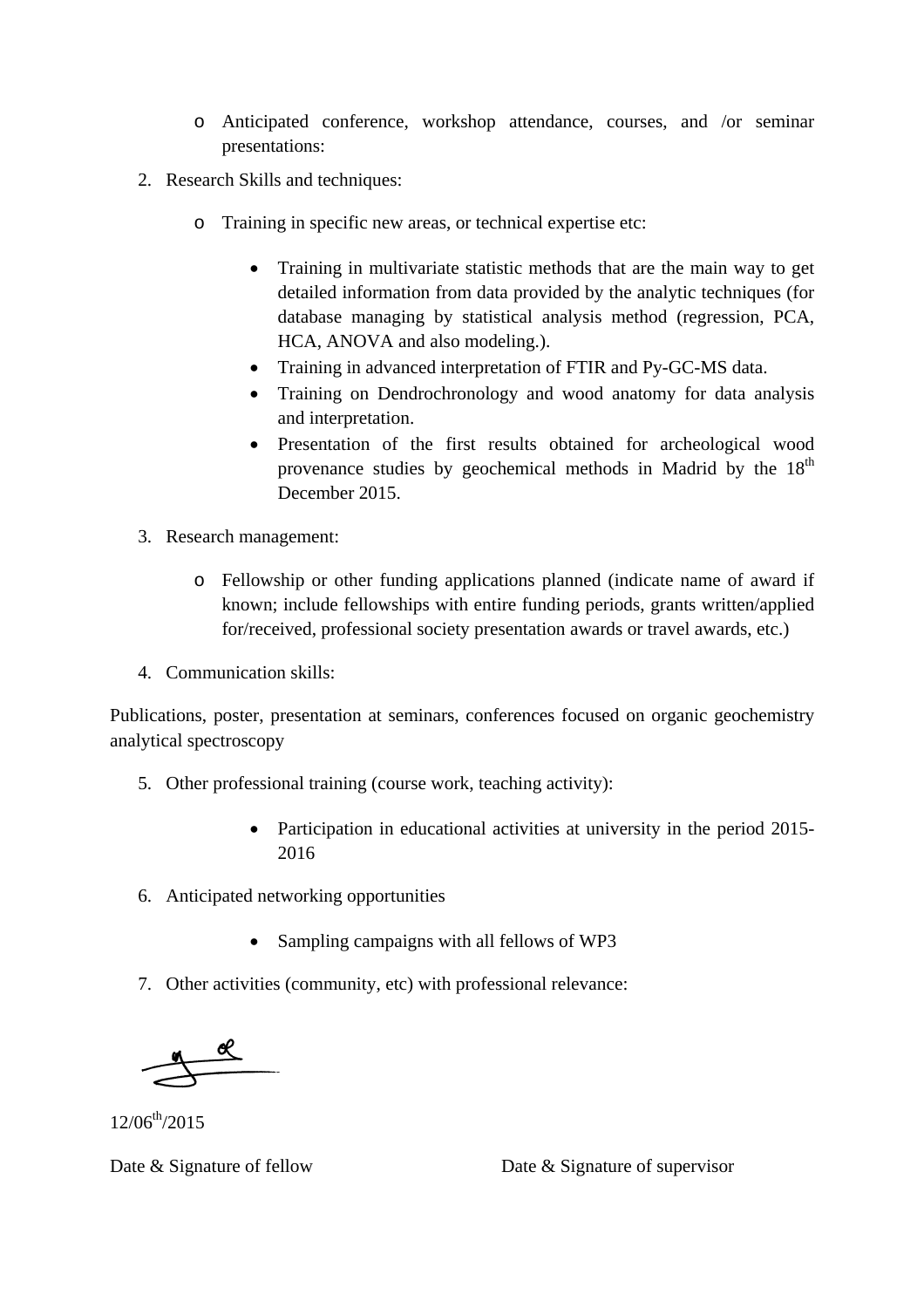- Anticipated conference, workshop attendance, courses, and /or seminar presentations:

2. Research Skills and techniques:

   - Training in specific new areas, or technical expertise etc:

     - Training in multivariate statistic methods that are the main way to get detailed information from data provided by the analytic techniques (for database managing by statistical analysis method (regression, PCA, HCA, ANOVA and also modeling.).
     - Training in advanced interpretation of FTIR and Py-GC-MS data.
     - Training on Dendrochronology and wood anatomy for data analysis and interpretation.
     - Presentation of the first results obtained for archeological wood provenance studies by geochemical methods in Madrid by the 18th December 2015.

3. Research management:

   - Fellowship or other funding applications planned (indicate name of award if known; include fellowships with entire funding periods, grants written/applied for/received, professional society presentation awards or travel awards, etc.)

4. Communication skills:

Publications, poster, presentation at seminars, conferences focused on organic geochemistry analytical spectroscopy

5. Other professional training (course work, teaching activity):

   - Participation in educational activities at university in the period 2015-2016

6. Anticipated networking opportunities

   - Sampling campaigns with all fellows of WP3

7. Other activities (community, etc) with professional relevance:

12/06th/2015

Date & Signature of fellow Date & Signature of supervisor